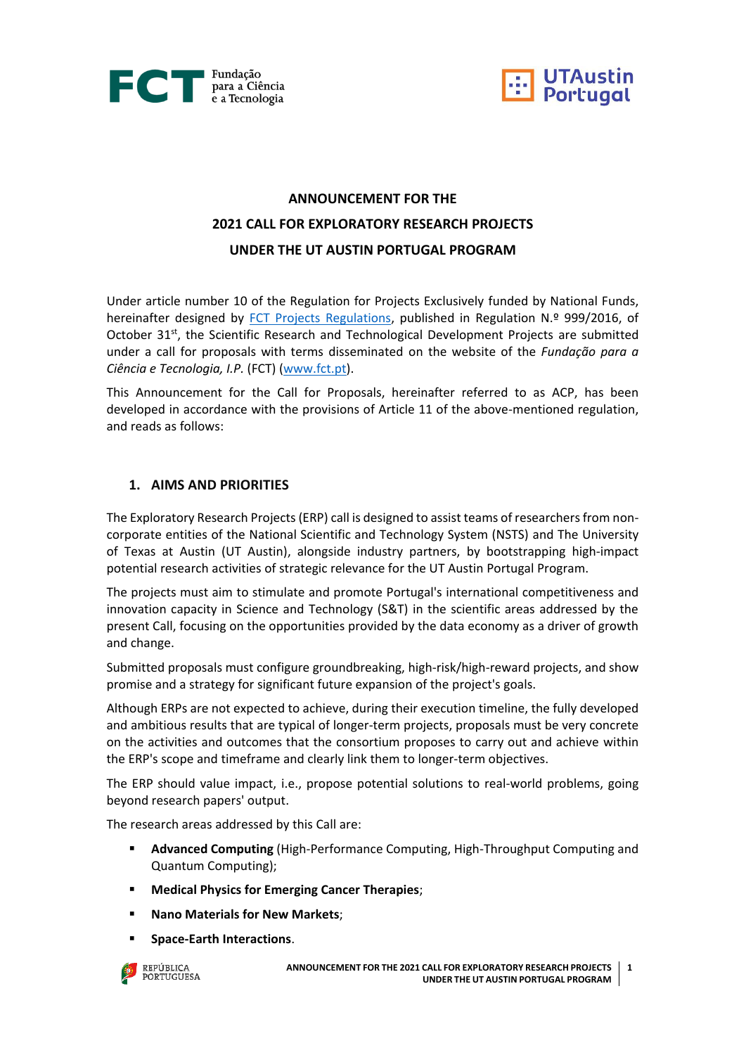**ANNOUNCEMENT FOR THE**
**2021 CALL FOR EXPLORATORY RESEARCH PROJECTS**
**UNDER THE UT AUSTIN PORTUGAL PROGRAM**

Under article number 10 of the Regulation for Projects Exclusively funded by National Funds, hereinafter designed by FCT Projects Regulations, published in Regulation N.º 999/2016, of October 31st, the Scientific Research and Technological Development Projects are submitted under a call for proposals with terms disseminated on the website of the *Fundação para a Ciência e Tecnologia, I.P.* (FCT) (www.fct.pt).

This Announcement for the Call for Proposals, hereinafter referred to as ACP, has been developed in accordance with the provisions of Article 11 of the above-mentioned regulation, and reads as follows:

## 1. AIMS AND PRIORITIES

The Exploratory Research Projects (ERP) call is designed to assist teams of researchers from non-corporate entities of the National Scientific and Technology System (NSTS) and The University of Texas at Austin (UT Austin), alongside industry partners, by bootstrapping high-impact potential research activities of strategic relevance for the UT Austin Portugal Program.

The projects must aim to stimulate and promote Portugal's international competitiveness and innovation capacity in Science and Technology (S&T) in the scientific areas addressed by the present Call, focusing on the opportunities provided by the data economy as a driver of growth and change.

Submitted proposals must configure groundbreaking, high-risk/high-reward projects, and show promise and a strategy for significant future expansion of the project's goals.

Although ERPs are not expected to achieve, during their execution timeline, the fully developed and ambitious results that are typical of longer-term projects, proposals must be very concrete on the activities and outcomes that the consortium proposes to carry out and achieve within the ERP's scope and timeframe and clearly link them to longer-term objectives.

The ERP should value impact, i.e., propose potential solutions to real-world problems, going beyond research papers' output.

The research areas addressed by this Call are:

- **Advanced Computing** (High-Performance Computing, High-Throughput Computing and Quantum Computing);
- **Medical Physics for Emerging Cancer Therapies**;
- **Nano Materials for New Markets**;
- **Space-Earth Interactions**.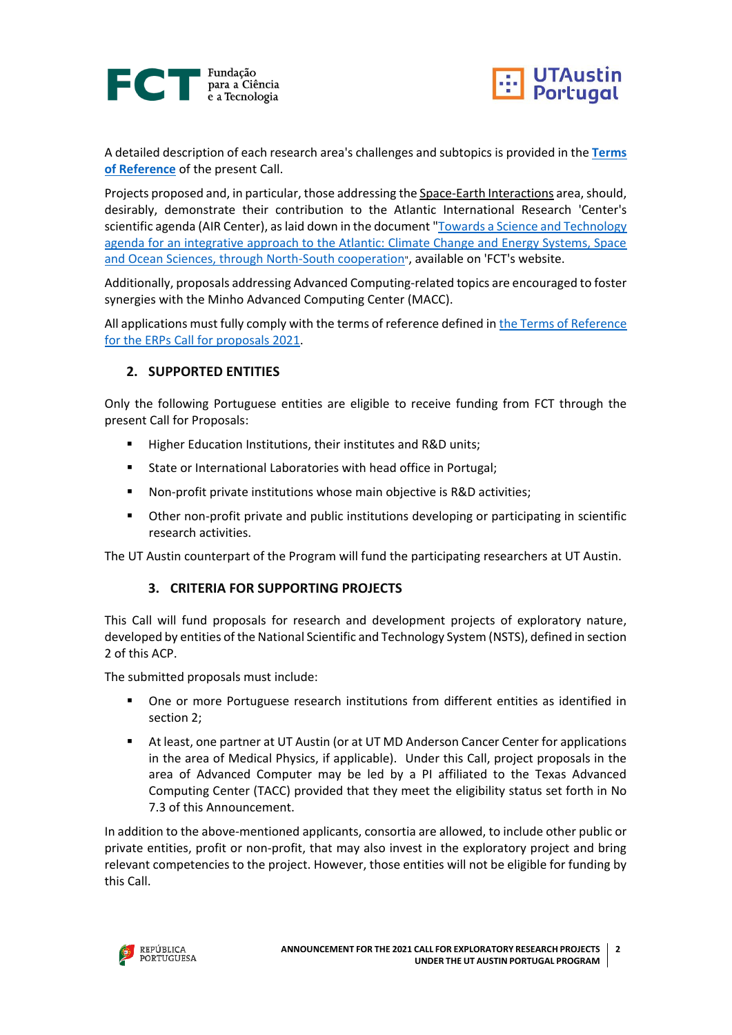A detailed description of each research area's challenges and subtopics is provided in the **Terms of Reference** of the present Call.

Projects proposed and, in particular, those addressing the Space-Earth Interactions area, should, desirably, demonstrate their contribution to the Atlantic International Research 'Center's scientific agenda (AIR Center), as laid down in the document "Towards a Science and Technology agenda for an integrative approach to the Atlantic: Climate Change and Energy Systems, Space and Ocean Sciences, through North-South cooperation", available on 'FCT's website.

Additionally, proposals addressing Advanced Computing-related topics are encouraged to foster synergies with the Minho Advanced Computing Center (MACC).

All applications must fully comply with the terms of reference defined in the Terms of Reference for the ERPs Call for proposals 2021.

## 2. SUPPORTED ENTITIES

Only the following Portuguese entities are eligible to receive funding from FCT through the present Call for Proposals:

- Higher Education Institutions, their institutes and R&D units;
- State or International Laboratories with head office in Portugal;
- Non-profit private institutions whose main objective is R&D activities;
- Other non-profit private and public institutions developing or participating in scientific research activities.

The UT Austin counterpart of the Program will fund the participating researchers at UT Austin.

## 3. CRITERIA FOR SUPPORTING PROJECTS

This Call will fund proposals for research and development projects of exploratory nature, developed by entities of the National Scientific and Technology System (NSTS), defined in section 2 of this ACP.

The submitted proposals must include:

- One or more Portuguese research institutions from different entities as identified in section 2;
- At least, one partner at UT Austin (or at UT MD Anderson Cancer Center for applications in the area of Medical Physics, if applicable). Under this Call, project proposals in the area of Advanced Computer may be led by a PI affiliated to the Texas Advanced Computing Center (TACC) provided that they meet the eligibility status set forth in No 7.3 of this Announcement.

In addition to the above-mentioned applicants, consortia are allowed, to include other public or private entities, profit or non-profit, that may also invest in the exploratory project and bring relevant competencies to the project. However, those entities will not be eligible for funding by this Call.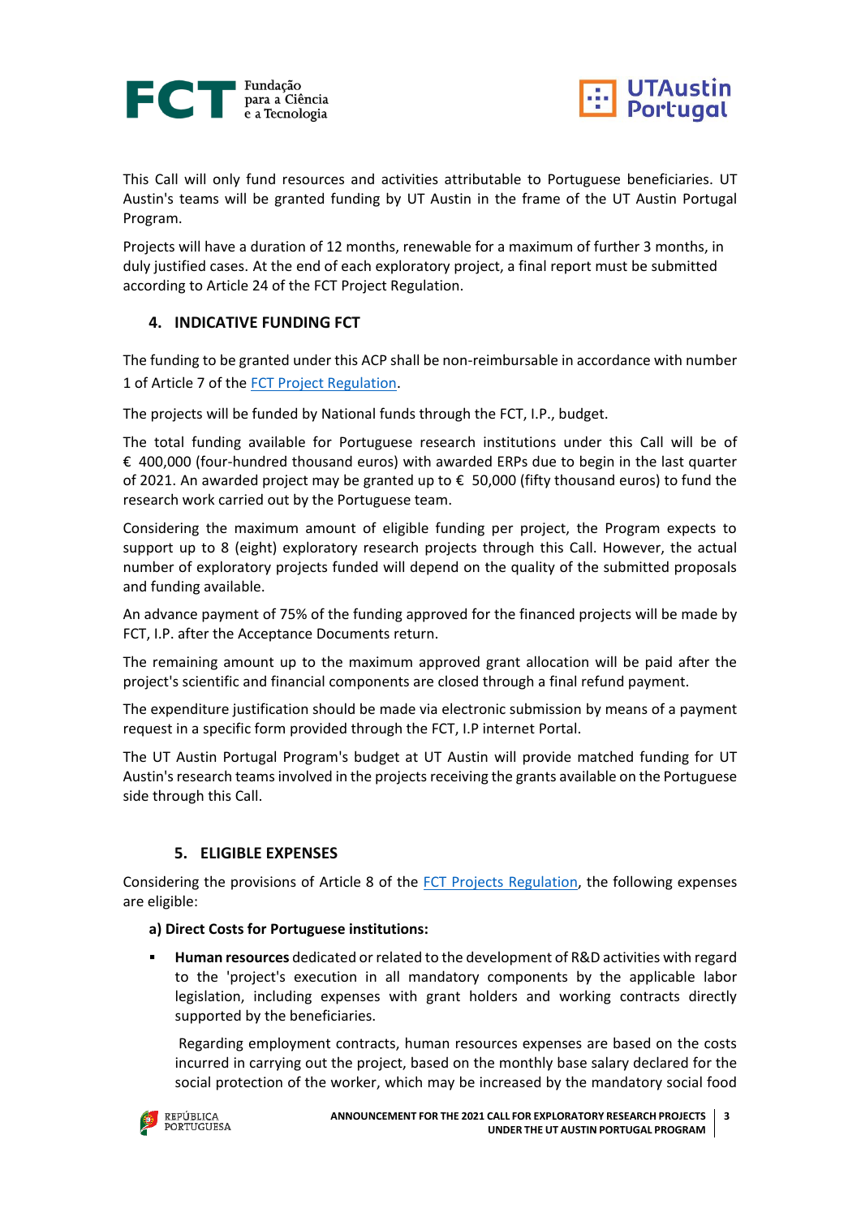This Call will only fund resources and activities attributable to Portuguese beneficiaries. UT Austin's teams will be granted funding by UT Austin in the frame of the UT Austin Portugal Program.

Projects will have a duration of 12 months, renewable for a maximum of further 3 months, in duly justified cases. At the end of each exploratory project, a final report must be submitted according to Article 24 of the FCT Project Regulation.

## 4. INDICATIVE FUNDING FCT

The funding to be granted under this ACP shall be non-reimbursable in accordance with number 1 of Article 7 of the [FCT Project Regulation](#).

The projects will be funded by National funds through the FCT, I.P., budget.

The total funding available for Portuguese research institutions under this Call will be of € 400,000 (four-hundred thousand euros) with awarded ERPs due to begin in the last quarter of 2021. An awarded project may be granted up to € 50,000 (fifty thousand euros) to fund the research work carried out by the Portuguese team.

Considering the maximum amount of eligible funding per project, the Program expects to support up to 8 (eight) exploratory research projects through this Call. However, the actual number of exploratory projects funded will depend on the quality of the submitted proposals and funding available.

An advance payment of 75% of the funding approved for the financed projects will be made by FCT, I.P. after the Acceptance Documents return.

The remaining amount up to the maximum approved grant allocation will be paid after the project's scientific and financial components are closed through a final refund payment.

The expenditure justification should be made via electronic submission by means of a payment request in a specific form provided through the FCT, I.P internet Portal.

The UT Austin Portugal Program's budget at UT Austin will provide matched funding for UT Austin's research teams involved in the projects receiving the grants available on the Portuguese side through this Call.

## 5. ELIGIBLE EXPENSES

Considering the provisions of Article 8 of the [FCT Projects Regulation](#), the following expenses are eligible:

**a) Direct Costs for Portuguese institutions:**

- **Human resources** dedicated or related to the development of R&D activities with regard to the 'project's execution in all mandatory components by the applicable labor legislation, including expenses with grant holders and working contracts directly supported by the beneficiaries.

  Regarding employment contracts, human resources expenses are based on the costs incurred in carrying out the project, based on the monthly base salary declared for the social protection of the worker, which may be increased by the mandatory social food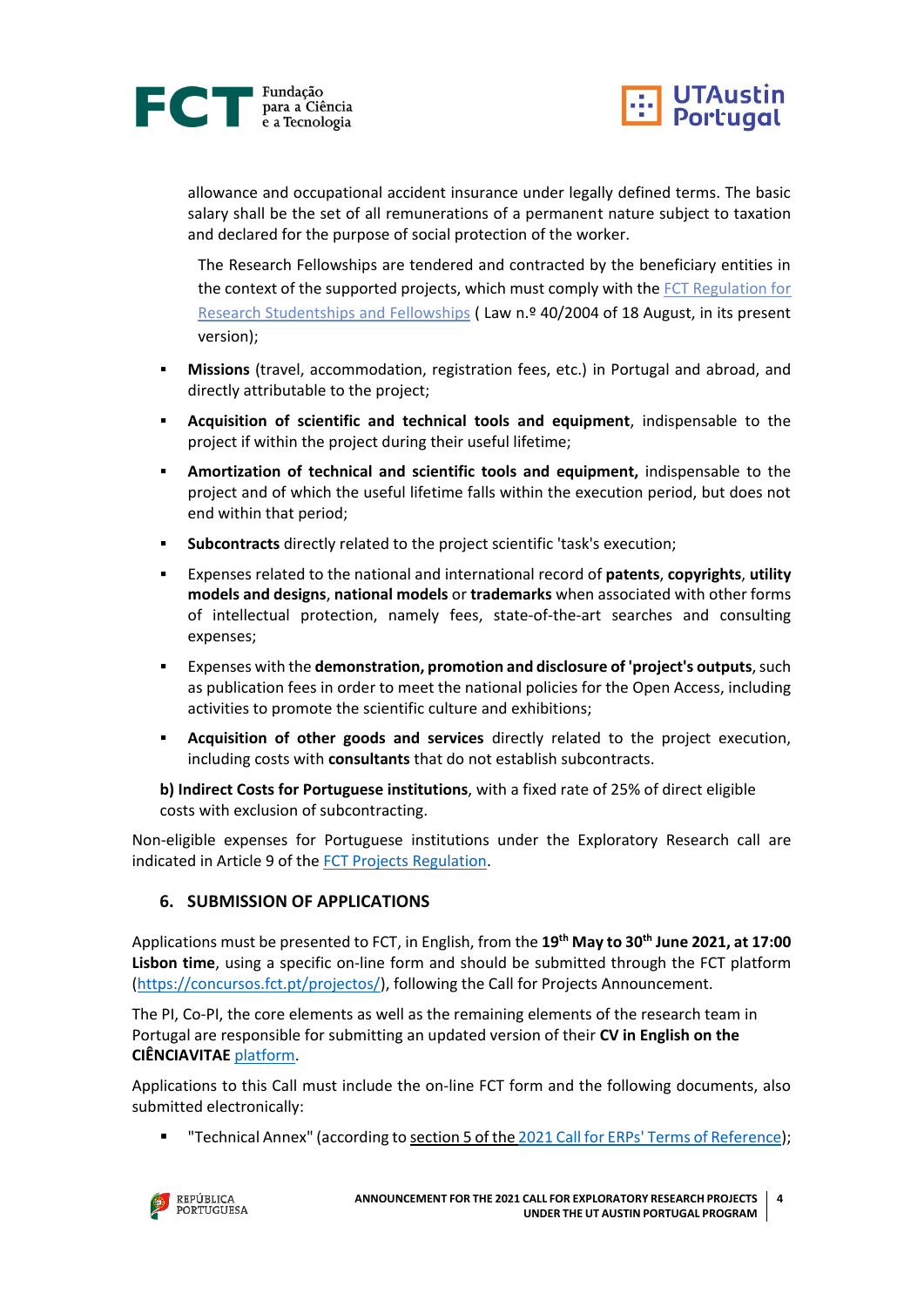allowance and occupational accident insurance under legally defined terms. The basic salary shall be the set of all remunerations of a permanent nature subject to taxation and declared for the purpose of social protection of the worker.

The Research Fellowships are tendered and contracted by the beneficiary entities in the context of the supported projects, which must comply with the FCT Regulation for Research Studentships and Fellowships ( Law n.º 40/2004 of 18 August, in its present version);

- **Missions** (travel, accommodation, registration fees, etc.) in Portugal and abroad, and directly attributable to the project;
- **Acquisition of scientific and technical tools and equipment**, indispensable to the project if within the project during their useful lifetime;
- **Amortization of technical and scientific tools and equipment,** indispensable to the project and of which the useful lifetime falls within the execution period, but does not end within that period;
- **Subcontracts** directly related to the project scientific 'task's execution;
- Expenses related to the national and international record of **patents**, **copyrights**, **utility models and designs**, **national models** or **trademarks** when associated with other forms of intellectual protection, namely fees, state-of-the-art searches and consulting expenses;
- Expenses with the **demonstration, promotion and disclosure of 'project's outputs**, such as publication fees in order to meet the national policies for the Open Access, including activities to promote the scientific culture and exhibitions;
- **Acquisition of other goods and services** directly related to the project execution, including costs with **consultants** that do not establish subcontracts.

**b) Indirect Costs for Portuguese institutions**, with a fixed rate of 25% of direct eligible costs with exclusion of subcontracting.

Non-eligible expenses for Portuguese institutions under the Exploratory Research call are indicated in Article 9 of the FCT Projects Regulation.

## 6. SUBMISSION OF APPLICATIONS

Applications must be presented to FCT, in English, from the **19th May to 30th June 2021, at 17:00 Lisbon time**, using a specific on-line form and should be submitted through the FCT platform (https://concursos.fct.pt/projectos/), following the Call for Projects Announcement.

The PI, Co-PI, the core elements as well as the remaining elements of the research team in Portugal are responsible for submitting an updated version of their **CV in English on the CIÊNCIAVITAE** platform.

Applications to this Call must include the on-line FCT form and the following documents, also submitted electronically:

- "Technical Annex" (according to section 5 of the 2021 Call for ERPs' Terms of Reference);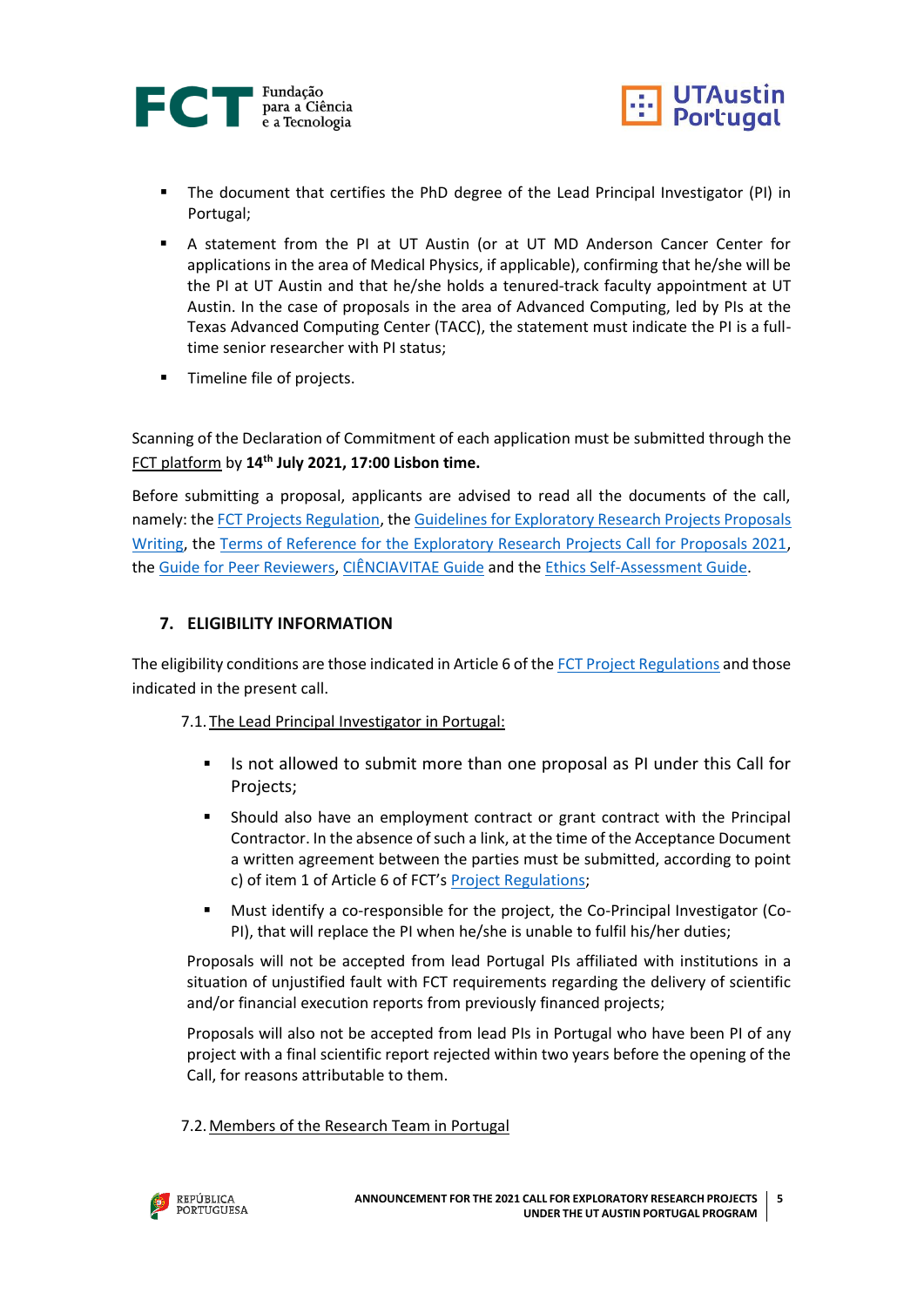- The document that certifies the PhD degree of the Lead Principal Investigator (PI) in Portugal;
- A statement from the PI at UT Austin (or at UT MD Anderson Cancer Center for applications in the area of Medical Physics, if applicable), confirming that he/she will be the PI at UT Austin and that he/she holds a tenured-track faculty appointment at UT Austin. In the case of proposals in the area of Advanced Computing, led by PIs at the Texas Advanced Computing Center (TACC), the statement must indicate the PI is a full-time senior researcher with PI status;
- Timeline file of projects.

Scanning of the Declaration of Commitment of each application must be submitted through the FCT platform by **14th July 2021, 17:00 Lisbon time.**

Before submitting a proposal, applicants are advised to read all the documents of the call, namely: the FCT Projects Regulation, the Guidelines for Exploratory Research Projects Proposals Writing, the Terms of Reference for the Exploratory Research Projects Call for Proposals 2021, the Guide for Peer Reviewers, CIÊNCIAVITAE Guide and the Ethics Self-Assessment Guide.

## 7. ELIGIBILITY INFORMATION

The eligibility conditions are those indicated in Article 6 of the FCT Project Regulations and those indicated in the present call.

### 7.1. The Lead Principal Investigator in Portugal:

- Is not allowed to submit more than one proposal as PI under this Call for Projects;
- Should also have an employment contract or grant contract with the Principal Contractor. In the absence of such a link, at the time of the Acceptance Document a written agreement between the parties must be submitted, according to point c) of item 1 of Article 6 of FCT's Project Regulations;
- Must identify a co-responsible for the project, the Co-Principal Investigator (Co-PI), that will replace the PI when he/she is unable to fulfil his/her duties;

Proposals will not be accepted from lead Portugal PIs affiliated with institutions in a situation of unjustified fault with FCT requirements regarding the delivery of scientific and/or financial execution reports from previously financed projects;

Proposals will also not be accepted from lead PIs in Portugal who have been PI of any project with a final scientific report rejected within two years before the opening of the Call, for reasons attributable to them.

### 7.2. Members of the Research Team in Portugal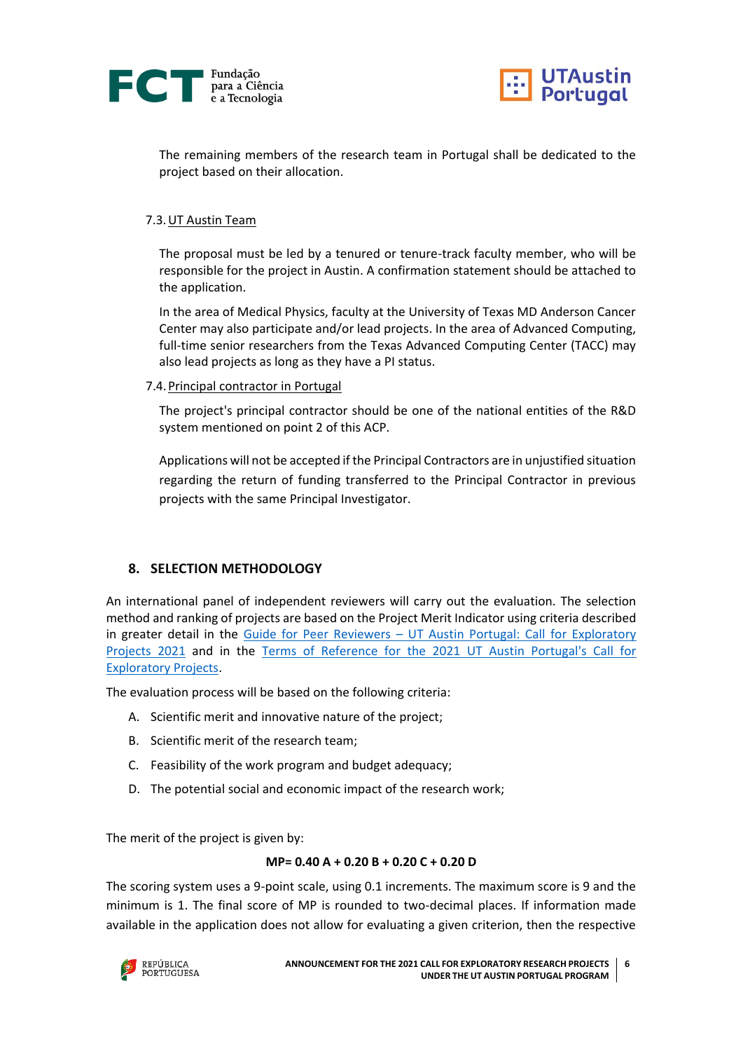The remaining members of the research team in Portugal shall be dedicated to the project based on their allocation.

### 7.3. UT Austin Team

The proposal must be led by a tenured or tenure-track faculty member, who will be responsible for the project in Austin. A confirmation statement should be attached to the application.

In the area of Medical Physics, faculty at the University of Texas MD Anderson Cancer Center may also participate and/or lead projects. In the area of Advanced Computing, full-time senior researchers from the Texas Advanced Computing Center (TACC) may also lead projects as long as they have a PI status.

### 7.4. Principal contractor in Portugal

The project's principal contractor should be one of the national entities of the R&D system mentioned on point 2 of this ACP.

Applications will not be accepted if the Principal Contractors are in unjustified situation regarding the return of funding transferred to the Principal Contractor in previous projects with the same Principal Investigator.

## 8. SELECTION METHODOLOGY

An international panel of independent reviewers will carry out the evaluation. The selection method and ranking of projects are based on the Project Merit Indicator using criteria described in greater detail in the Guide for Peer Reviewers – UT Austin Portugal: Call for Exploratory Projects 2021 and in the Terms of Reference for the 2021 UT Austin Portugal's Call for Exploratory Projects.

The evaluation process will be based on the following criteria:

A. Scientific merit and innovative nature of the project;

B. Scientific merit of the research team;

C. Feasibility of the work program and budget adequacy;

D. The potential social and economic impact of the research work;

The merit of the project is given by:

$$MP = 0.40\,A + 0.20\,B + 0.20\,C + 0.20\,D$$

The scoring system uses a 9-point scale, using 0.1 increments. The maximum score is 9 and the minimum is 1. The final score of MP is rounded to two-decimal places. If information made available in the application does not allow for evaluating a given criterion, then the respective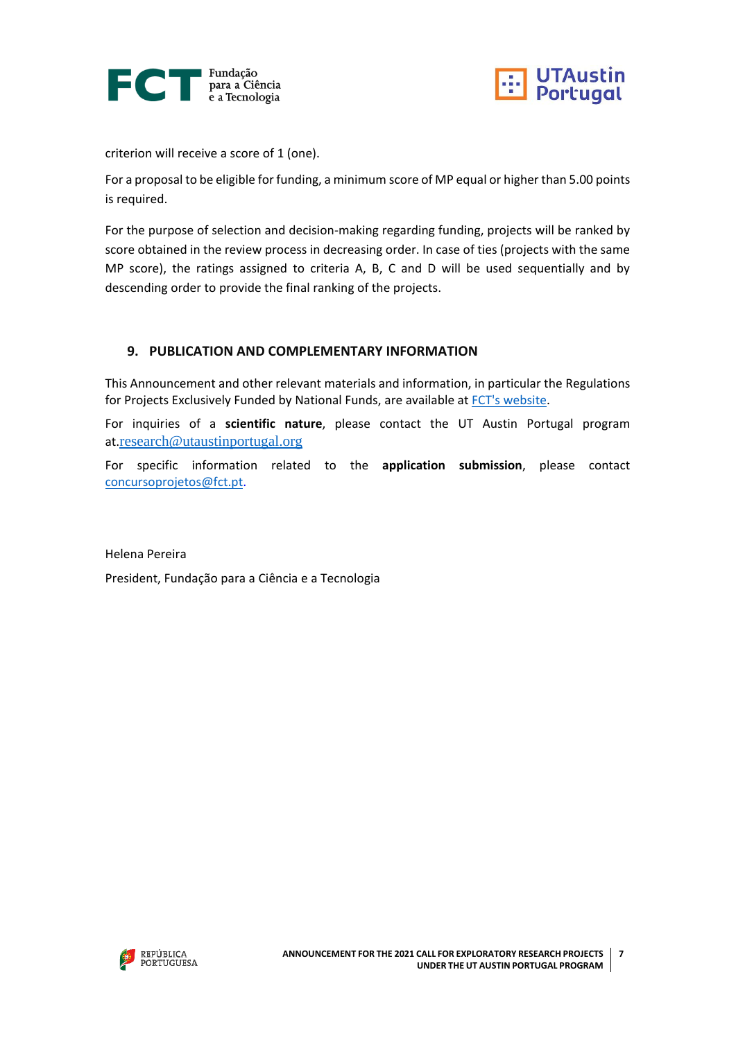criterion will receive a score of 1 (one).

For a proposal to be eligible for funding, a minimum score of MP equal or higher than 5.00 points is required.

For the purpose of selection and decision-making regarding funding, projects will be ranked by score obtained in the review process in decreasing order. In case of ties (projects with the same MP score), the ratings assigned to criteria A, B, C and D will be used sequentially and by descending order to provide the final ranking of the projects.

## 9. PUBLICATION AND COMPLEMENTARY INFORMATION

This Announcement and other relevant materials and information, in particular the Regulations for Projects Exclusively Funded by National Funds, are available at FCT's website.

For inquiries of a **scientific nature**, please contact the UT Austin Portugal program at.research@utaustinportugal.org

For specific information related to the **application submission**, please contact concursoprojetos@fct.pt.

Helena Pereira

President, Fundação para a Ciência e a Tecnologia